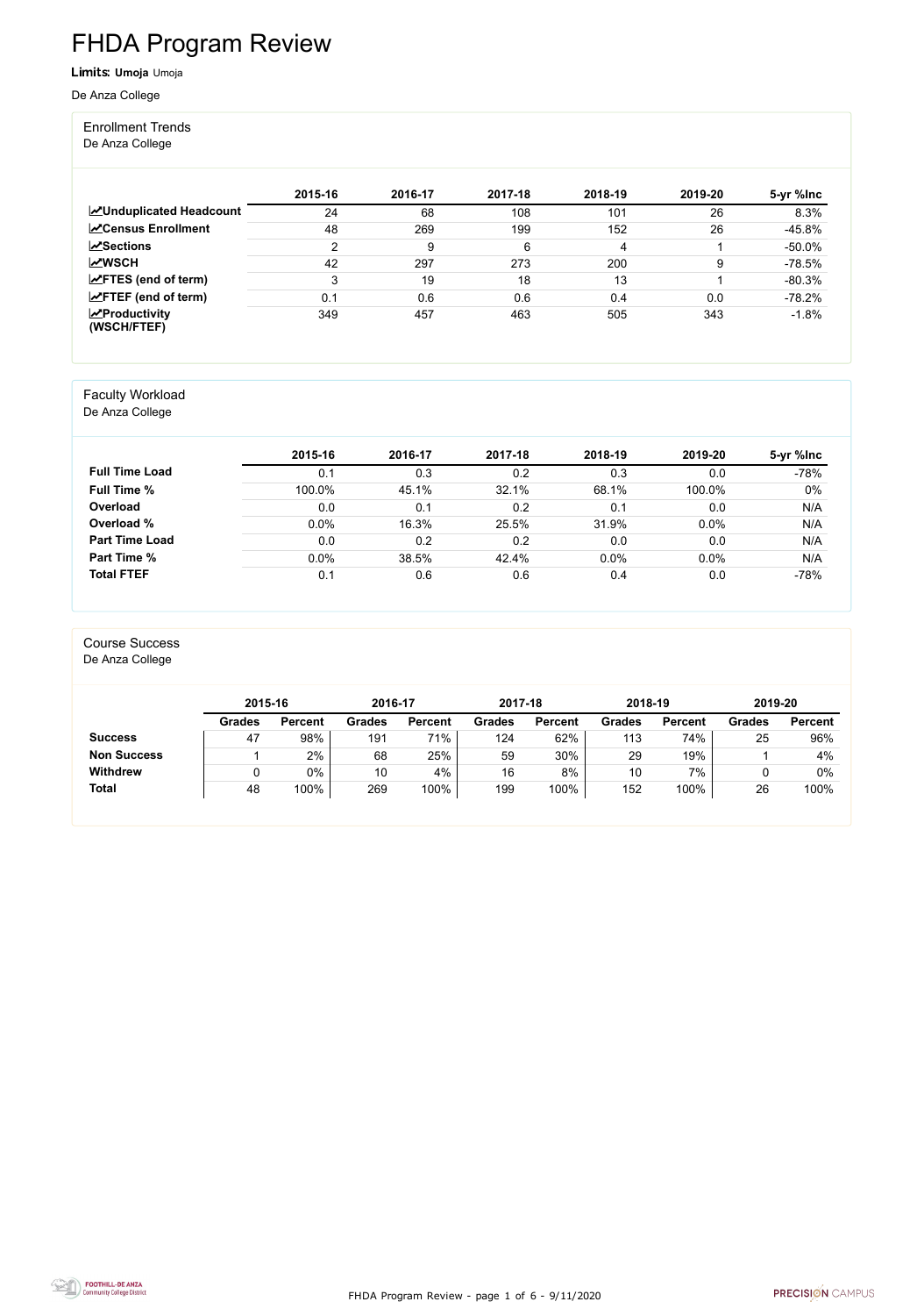# FHDA Program Review

**Limits:** **Umoja** Umoja

De Anza College

## Enrollment Trends

De Anza College

| | 2015-16 | 2016-17 | 2017-18 | 2018-19 | 2019-20 | 5-yr %Inc |
|---|---|---|---|---|---|---|
| **Unduplicated Headcount** | 24 | 68 | 108 | 101 | 26 | 8.3% |
| **Census Enrollment** | 48 | 269 | 199 | 152 | 26 | -45.8% |
| **Sections** | 2 | 9 | 6 | 4 | 1 | -50.0% |
| **WSCH** | 42 | 297 | 273 | 200 | 9 | -78.5% |
| **FTES (end of term)** | 3 | 19 | 18 | 13 | 1 | -80.3% |
| **FTEF (end of term)** | 0.1 | 0.6 | 0.6 | 0.4 | 0.0 | -78.2% |
| **Productivity (WSCH/FTEF)** | 349 | 457 | 463 | 505 | 343 | -1.8% |

## Faculty Workload

De Anza College

| | 2015-16 | 2016-17 | 2017-18 | 2018-19 | 2019-20 | 5-yr %Inc |
|---|---|---|---|---|---|---|
| **Full Time Load** | 0.1 | 0.3 | 0.2 | 0.3 | 0.0 | -78% |
| **Full Time %** | 100.0% | 45.1% | 32.1% | 68.1% | 100.0% | 0% |
| **Overload** | 0.0 | 0.1 | 0.2 | 0.1 | 0.0 | N/A |
| **Overload %** | 0.0% | 16.3% | 25.5% | 31.9% | 0.0% | N/A |
| **Part Time Load** | 0.0 | 0.2 | 0.2 | 0.0 | 0.0 | N/A |
| **Part Time %** | 0.0% | 38.5% | 42.4% | 0.0% | 0.0% | N/A |
| **Total FTEF** | 0.1 | 0.6 | 0.6 | 0.4 | 0.0 | -78% |

## Course Success

De Anza College

| | 2015-16 | | 2016-17 | | 2017-18 | | 2018-19 | | 2019-20 | |
|---|---|---|---|---|---|---|---|---|---|---|
| | **Grades** | **Percent** | **Grades** | **Percent** | **Grades** | **Percent** | **Grades** | **Percent** | **Grades** | **Percent** |
| **Success** | 47 | 98% | 191 | 71% | 124 | 62% | 113 | 74% | 25 | 96% |
| **Non Success** | 1 | 2% | 68 | 25% | 59 | 30% | 29 | 19% | 1 | 4% |
| **Withdrew** | 0 | 0% | 10 | 4% | 16 | 8% | 10 | 7% | 0 | 0% |
| **Total** | 48 | 100% | 269 | 100% | 199 | 100% | 152 | 100% | 26 | 100% |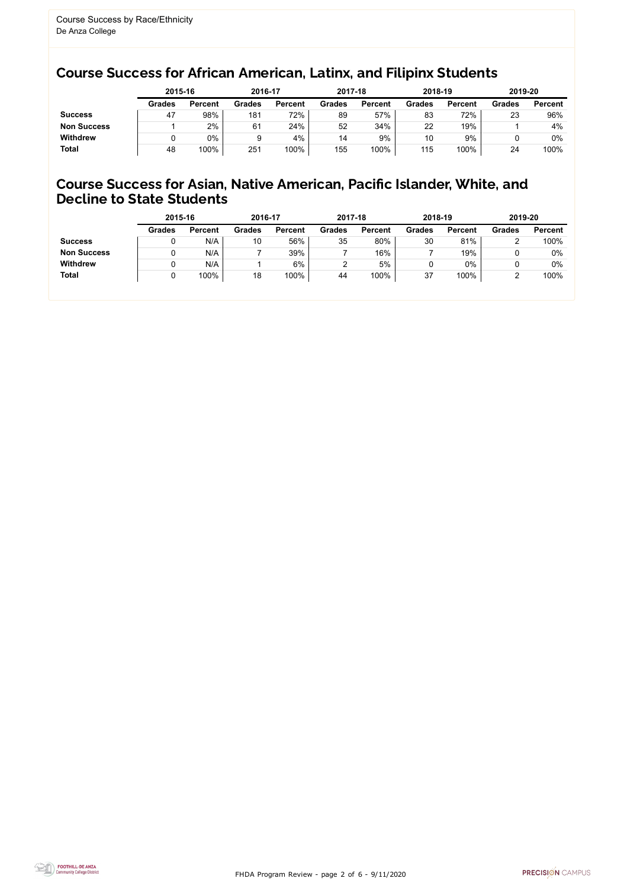Course Success by Race/Ethnicity
De Anza College

## Course Success for African American, Latinx, and Filipinx Students

| | 2015-16 | | 2016-17 | | 2017-18 | | 2018-19 | | 2019-20 | |
|---|---|---|---|---|---|---|---|---|---|---|
| | Grades | Percent | Grades | Percent | Grades | Percent | Grades | Percent | Grades | Percent |
| **Success** | 47 | 98% | 181 | 72% | 89 | 57% | 83 | 72% | 23 | 96% |
| **Non Success** | 1 | 2% | 61 | 24% | 52 | 34% | 22 | 19% | 1 | 4% |
| **Withdrew** | 0 | 0% | 9 | 4% | 14 | 9% | 10 | 9% | 0 | 0% |
| **Total** | 48 | 100% | 251 | 100% | 155 | 100% | 115 | 100% | 24 | 100% |

## Course Success for Asian, Native American, Pacific Islander, White, and Decline to State Students

| | 2015-16 | | 2016-17 | | 2017-18 | | 2018-19 | | 2019-20 | |
|---|---|---|---|---|---|---|---|---|---|---|
| | Grades | Percent | Grades | Percent | Grades | Percent | Grades | Percent | Grades | Percent |
| **Success** | 0 | N/A | 10 | 56% | 35 | 80% | 30 | 81% | 2 | 100% |
| **Non Success** | 0 | N/A | 7 | 39% | 7 | 16% | 7 | 19% | 0 | 0% |
| **Withdrew** | 0 | N/A | 1 | 6% | 2 | 5% | 0 | 0% | 0 | 0% |
| **Total** | 0 | 100% | 18 | 100% | 44 | 100% | 37 | 100% | 2 | 100% |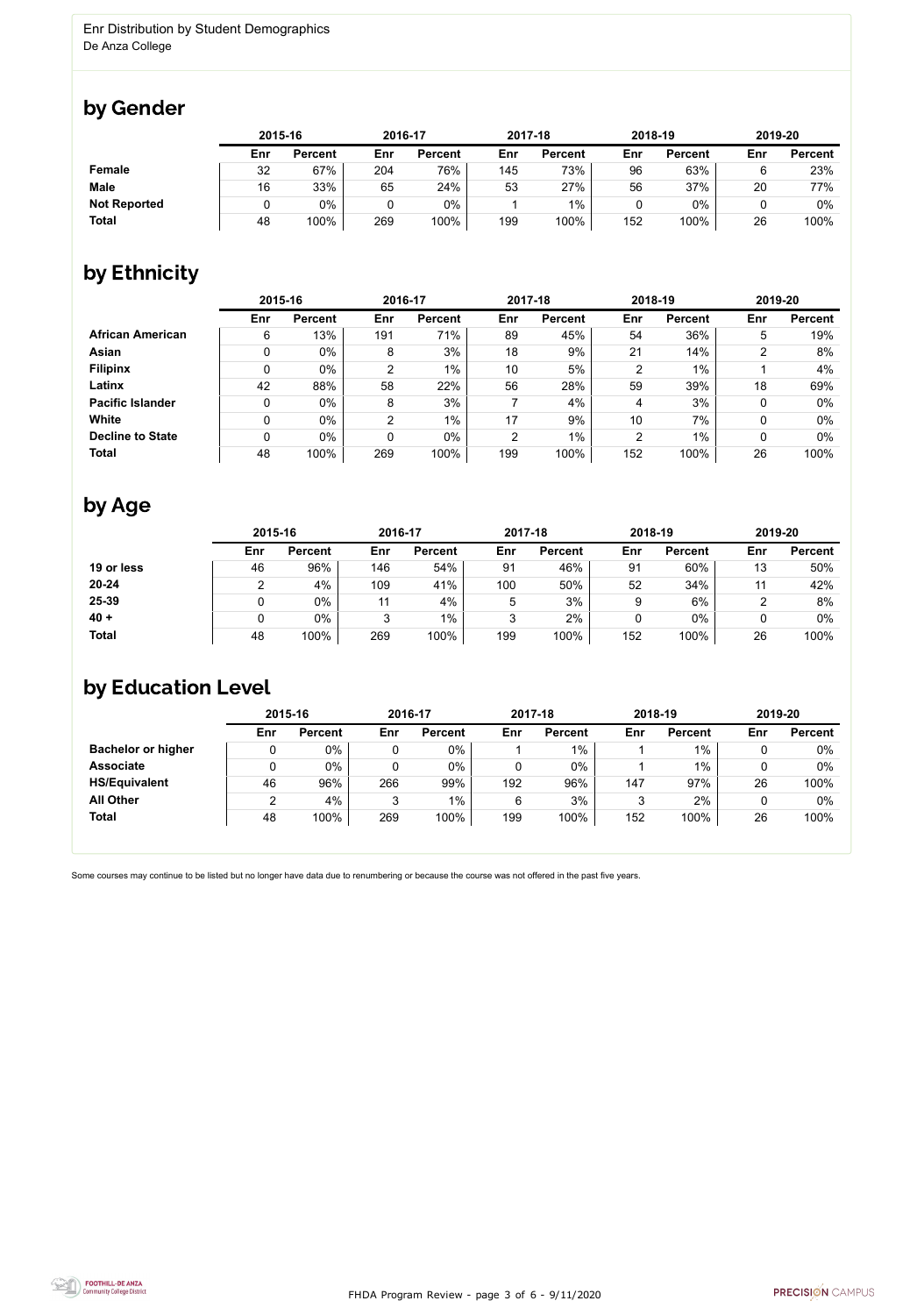Enr Distribution by Student Demographics
De Anza College

## by Gender

| | 2015-16 | | 2016-17 | | 2017-18 | | 2018-19 | | 2019-20 | |
|---|---|---|---|---|---|---|---|---|---|---|
| | Enr | Percent | Enr | Percent | Enr | Percent | Enr | Percent | Enr | Percent |
| **Female** | 32 | 67% | 204 | 76% | 145 | 73% | 96 | 63% | 6 | 23% |
| **Male** | 16 | 33% | 65 | 24% | 53 | 27% | 56 | 37% | 20 | 77% |
| **Not Reported** | 0 | 0% | 0 | 0% | 1 | 1% | 0 | 0% | 0 | 0% |
| **Total** | 48 | 100% | 269 | 100% | 199 | 100% | 152 | 100% | 26 | 100% |

## by Ethnicity

| | 2015-16 | | 2016-17 | | 2017-18 | | 2018-19 | | 2019-20 | |
|---|---|---|---|---|---|---|---|---|---|---|
| | Enr | Percent | Enr | Percent | Enr | Percent | Enr | Percent | Enr | Percent |
| **African American** | 6 | 13% | 191 | 71% | 89 | 45% | 54 | 36% | 5 | 19% |
| **Asian** | 0 | 0% | 8 | 3% | 18 | 9% | 21 | 14% | 2 | 8% |
| **Filipinx** | 0 | 0% | 2 | 1% | 10 | 5% | 2 | 1% | 1 | 4% |
| **Latinx** | 42 | 88% | 58 | 22% | 56 | 28% | 59 | 39% | 18 | 69% |
| **Pacific Islander** | 0 | 0% | 8 | 3% | 7 | 4% | 4 | 3% | 0 | 0% |
| **White** | 0 | 0% | 2 | 1% | 17 | 9% | 10 | 7% | 0 | 0% |
| **Decline to State** | 0 | 0% | 0 | 0% | 2 | 1% | 2 | 1% | 0 | 0% |
| **Total** | 48 | 100% | 269 | 100% | 199 | 100% | 152 | 100% | 26 | 100% |

## by Age

| | 2015-16 | | 2016-17 | | 2017-18 | | 2018-19 | | 2019-20 | |
|---|---|---|---|---|---|---|---|---|---|---|
| | Enr | Percent | Enr | Percent | Enr | Percent | Enr | Percent | Enr | Percent |
| **19 or less** | 46 | 96% | 146 | 54% | 91 | 46% | 91 | 60% | 13 | 50% |
| **20-24** | 2 | 4% | 109 | 41% | 100 | 50% | 52 | 34% | 11 | 42% |
| **25-39** | 0 | 0% | 11 | 4% | 5 | 3% | 9 | 6% | 2 | 8% |
| **40 +** | 0 | 0% | 3 | 1% | 3 | 2% | 0 | 0% | 0 | 0% |
| **Total** | 48 | 100% | 269 | 100% | 199 | 100% | 152 | 100% | 26 | 100% |

## by Education Level

| | 2015-16 | | 2016-17 | | 2017-18 | | 2018-19 | | 2019-20 | |
|---|---|---|---|---|---|---|---|---|---|---|
| | Enr | Percent | Enr | Percent | Enr | Percent | Enr | Percent | Enr | Percent |
| **Bachelor or higher** | 0 | 0% | 0 | 0% | 1 | 1% | 1 | 1% | 0 | 0% |
| **Associate** | 0 | 0% | 0 | 0% | 0 | 0% | 1 | 1% | 0 | 0% |
| **HS/Equivalent** | 46 | 96% | 266 | 99% | 192 | 96% | 147 | 97% | 26 | 100% |
| **All Other** | 2 | 4% | 3 | 1% | 6 | 3% | 3 | 2% | 0 | 0% |
| **Total** | 48 | 100% | 269 | 100% | 199 | 100% | 152 | 100% | 26 | 100% |

Some courses may continue to be listed but no longer have data due to renumbering or because the course was not offered in the past five years.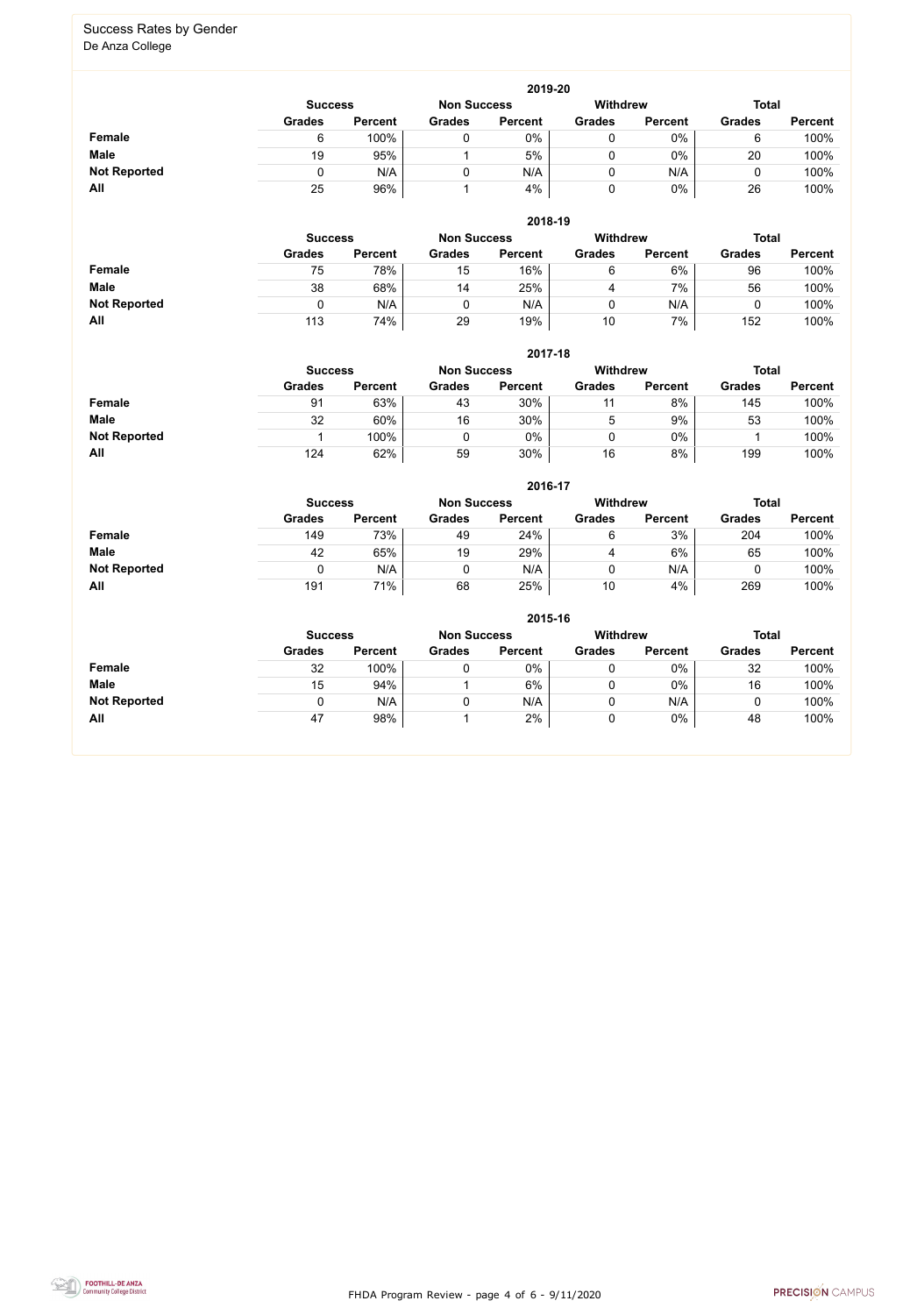## Success Rates by Gender

De Anza College

### 2019-20

| | Success | | Non Success | | Withdrew | | Total | |
|---|---|---|---|---|---|---|---|---|
| | Grades | Percent | Grades | Percent | Grades | Percent | Grades | Percent |
| **Female** | 6 | 100% | 0 | 0% | 0 | 0% | 6 | 100% |
| **Male** | 19 | 95% | 1 | 5% | 0 | 0% | 20 | 100% |
| **Not Reported** | 0 | N/A | 0 | N/A | 0 | N/A | 0 | 100% |
| **All** | 25 | 96% | 1 | 4% | 0 | 0% | 26 | 100% |

### 2018-19

| | Success | | Non Success | | Withdrew | | Total | |
|---|---|---|---|---|---|---|---|---|
| | Grades | Percent | Grades | Percent | Grades | Percent | Grades | Percent |
| **Female** | 75 | 78% | 15 | 16% | 6 | 6% | 96 | 100% |
| **Male** | 38 | 68% | 14 | 25% | 4 | 7% | 56 | 100% |
| **Not Reported** | 0 | N/A | 0 | N/A | 0 | N/A | 0 | 100% |
| **All** | 113 | 74% | 29 | 19% | 10 | 7% | 152 | 100% |

### 2017-18

| | Success | | Non Success | | Withdrew | | Total | |
|---|---|---|---|---|---|---|---|---|
| | Grades | Percent | Grades | Percent | Grades | Percent | Grades | Percent |
| **Female** | 91 | 63% | 43 | 30% | 11 | 8% | 145 | 100% |
| **Male** | 32 | 60% | 16 | 30% | 5 | 9% | 53 | 100% |
| **Not Reported** | 1 | 100% | 0 | 0% | 0 | 0% | 1 | 100% |
| **All** | 124 | 62% | 59 | 30% | 16 | 8% | 199 | 100% |

### 2016-17

| | Success | | Non Success | | Withdrew | | Total | |
|---|---|---|---|---|---|---|---|---|
| | Grades | Percent | Grades | Percent | Grades | Percent | Grades | Percent |
| **Female** | 149 | 73% | 49 | 24% | 6 | 3% | 204 | 100% |
| **Male** | 42 | 65% | 19 | 29% | 4 | 6% | 65 | 100% |
| **Not Reported** | 0 | N/A | 0 | N/A | 0 | N/A | 0 | 100% |
| **All** | 191 | 71% | 68 | 25% | 10 | 4% | 269 | 100% |

### 2015-16

| | Success | | Non Success | | Withdrew | | Total | |
|---|---|---|---|---|---|---|---|---|
| | Grades | Percent | Grades | Percent | Grades | Percent | Grades | Percent |
| **Female** | 32 | 100% | 0 | 0% | 0 | 0% | 32 | 100% |
| **Male** | 15 | 94% | 1 | 6% | 0 | 0% | 16 | 100% |
| **Not Reported** | 0 | N/A | 0 | N/A | 0 | N/A | 0 | 100% |
| **All** | 47 | 98% | 1 | 2% | 0 | 0% | 48 | 100% |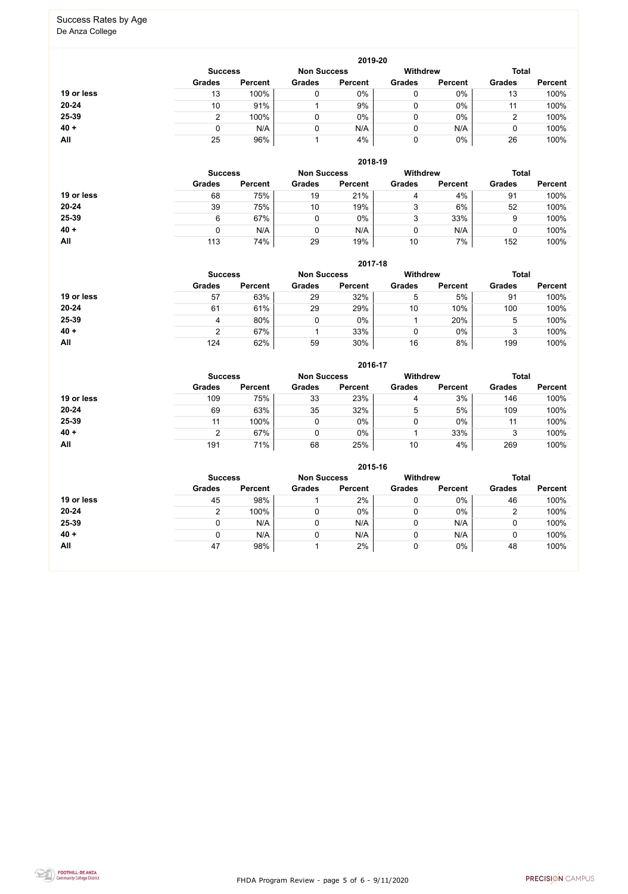## Success Rates by Age

De Anza College

### 2019-20

| | Success | | Non Success | | Withdrew | | Total | |
|---|---|---|---|---|---|---|---|---|
| | Grades | Percent | Grades | Percent | Grades | Percent | Grades | Percent |
| 19 or less | 13 | 100% | 0 | 0% | 0 | 0% | 13 | 100% |
| 20-24 | 10 | 91% | 1 | 9% | 0 | 0% | 11 | 100% |
| 25-39 | 2 | 100% | 0 | 0% | 0 | 0% | 2 | 100% |
| 40 + | 0 | N/A | 0 | N/A | 0 | N/A | 0 | 100% |
| All | 25 | 96% | 1 | 4% | 0 | 0% | 26 | 100% |

### 2018-19

| | Success | | Non Success | | Withdrew | | Total | |
|---|---|---|---|---|---|---|---|---|
| | Grades | Percent | Grades | Percent | Grades | Percent | Grades | Percent |
| 19 or less | 68 | 75% | 19 | 21% | 4 | 4% | 91 | 100% |
| 20-24 | 39 | 75% | 10 | 19% | 3 | 6% | 52 | 100% |
| 25-39 | 6 | 67% | 0 | 0% | 3 | 33% | 9 | 100% |
| 40 + | 0 | N/A | 0 | N/A | 0 | N/A | 0 | 100% |
| All | 113 | 74% | 29 | 19% | 10 | 7% | 152 | 100% |

### 2017-18

| | Success | | Non Success | | Withdrew | | Total | |
|---|---|---|---|---|---|---|---|---|
| | Grades | Percent | Grades | Percent | Grades | Percent | Grades | Percent |
| 19 or less | 57 | 63% | 29 | 32% | 5 | 5% | 91 | 100% |
| 20-24 | 61 | 61% | 29 | 29% | 10 | 10% | 100 | 100% |
| 25-39 | 4 | 80% | 0 | 0% | 1 | 20% | 5 | 100% |
| 40 + | 2 | 67% | 1 | 33% | 0 | 0% | 3 | 100% |
| All | 124 | 62% | 59 | 30% | 16 | 8% | 199 | 100% |

### 2016-17

| | Success | | Non Success | | Withdrew | | Total | |
|---|---|---|---|---|---|---|---|---|
| | Grades | Percent | Grades | Percent | Grades | Percent | Grades | Percent |
| 19 or less | 109 | 75% | 33 | 23% | 4 | 3% | 146 | 100% |
| 20-24 | 69 | 63% | 35 | 32% | 5 | 5% | 109 | 100% |
| 25-39 | 11 | 100% | 0 | 0% | 0 | 0% | 11 | 100% |
| 40 + | 2 | 67% | 0 | 0% | 1 | 33% | 3 | 100% |
| All | 191 | 71% | 68 | 25% | 10 | 4% | 269 | 100% |

### 2015-16

| | Success | | Non Success | | Withdrew | | Total | |
|---|---|---|---|---|---|---|---|---|
| | Grades | Percent | Grades | Percent | Grades | Percent | Grades | Percent |
| 19 or less | 45 | 98% | 1 | 2% | 0 | 0% | 46 | 100% |
| 20-24 | 2 | 100% | 0 | 0% | 0 | 0% | 2 | 100% |
| 25-39 | 0 | N/A | 0 | N/A | 0 | N/A | 0 | 100% |
| 40 + | 0 | N/A | 0 | N/A | 0 | N/A | 0 | 100% |
| All | 47 | 98% | 1 | 2% | 0 | 0% | 48 | 100% |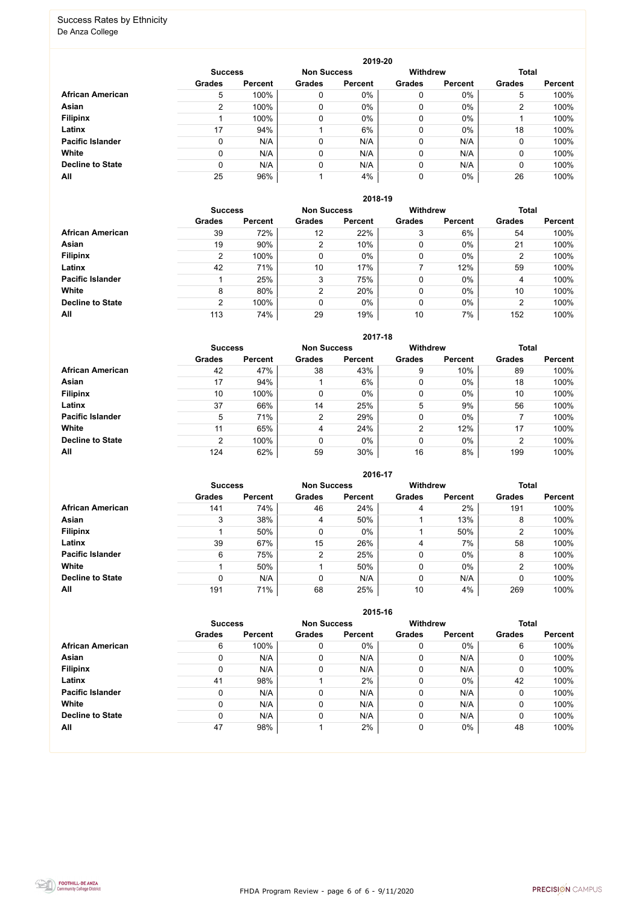# Success Rates by Ethnicity

De Anza College

## 2019-20

| | Success | | Non Success | | Withdrew | | Total | |
|---|---|---|---|---|---|---|---|---|
| | Grades | Percent | Grades | Percent | Grades | Percent | Grades | Percent |
| **African American** | 5 | 100% | 0 | 0% | 0 | 0% | 5 | 100% |
| **Asian** | 2 | 100% | 0 | 0% | 0 | 0% | 2 | 100% |
| **Filipinx** | 1 | 100% | 0 | 0% | 0 | 0% | 1 | 100% |
| **Latinx** | 17 | 94% | 1 | 6% | 0 | 0% | 18 | 100% |
| **Pacific Islander** | 0 | N/A | 0 | N/A | 0 | N/A | 0 | 100% |
| **White** | 0 | N/A | 0 | N/A | 0 | N/A | 0 | 100% |
| **Decline to State** | 0 | N/A | 0 | N/A | 0 | N/A | 0 | 100% |
| **All** | 25 | 96% | 1 | 4% | 0 | 0% | 26 | 100% |

## 2018-19

| | Success | | Non Success | | Withdrew | | Total | |
|---|---|---|---|---|---|---|---|---|
| | Grades | Percent | Grades | Percent | Grades | Percent | Grades | Percent |
| **African American** | 39 | 72% | 12 | 22% | 3 | 6% | 54 | 100% |
| **Asian** | 19 | 90% | 2 | 10% | 0 | 0% | 21 | 100% |
| **Filipinx** | 2 | 100% | 0 | 0% | 0 | 0% | 2 | 100% |
| **Latinx** | 42 | 71% | 10 | 17% | 7 | 12% | 59 | 100% |
| **Pacific Islander** | 1 | 25% | 3 | 75% | 0 | 0% | 4 | 100% |
| **White** | 8 | 80% | 2 | 20% | 0 | 0% | 10 | 100% |
| **Decline to State** | 2 | 100% | 0 | 0% | 0 | 0% | 2 | 100% |
| **All** | 113 | 74% | 29 | 19% | 10 | 7% | 152 | 100% |

## 2017-18

| | Success | | Non Success | | Withdrew | | Total | |
|---|---|---|---|---|---|---|---|---|
| | Grades | Percent | Grades | Percent | Grades | Percent | Grades | Percent |
| **African American** | 42 | 47% | 38 | 43% | 9 | 10% | 89 | 100% |
| **Asian** | 17 | 94% | 1 | 6% | 0 | 0% | 18 | 100% |
| **Filipinx** | 10 | 100% | 0 | 0% | 0 | 0% | 10 | 100% |
| **Latinx** | 37 | 66% | 14 | 25% | 5 | 9% | 56 | 100% |
| **Pacific Islander** | 5 | 71% | 2 | 29% | 0 | 0% | 7 | 100% |
| **White** | 11 | 65% | 4 | 24% | 2 | 12% | 17 | 100% |
| **Decline to State** | 2 | 100% | 0 | 0% | 0 | 0% | 2 | 100% |
| **All** | 124 | 62% | 59 | 30% | 16 | 8% | 199 | 100% |

## 2016-17

| | Success | | Non Success | | Withdrew | | Total | |
|---|---|---|---|---|---|---|---|---|
| | Grades | Percent | Grades | Percent | Grades | Percent | Grades | Percent |
| **African American** | 141 | 74% | 46 | 24% | 4 | 2% | 191 | 100% |
| **Asian** | 3 | 38% | 4 | 50% | 1 | 13% | 8 | 100% |
| **Filipinx** | 1 | 50% | 0 | 0% | 1 | 50% | 2 | 100% |
| **Latinx** | 39 | 67% | 15 | 26% | 4 | 7% | 58 | 100% |
| **Pacific Islander** | 6 | 75% | 2 | 25% | 0 | 0% | 8 | 100% |
| **White** | 1 | 50% | 1 | 50% | 0 | 0% | 2 | 100% |
| **Decline to State** | 0 | N/A | 0 | N/A | 0 | N/A | 0 | 100% |
| **All** | 191 | 71% | 68 | 25% | 10 | 4% | 269 | 100% |

## 2015-16

| | Success | | Non Success | | Withdrew | | Total | |
|---|---|---|---|---|---|---|---|---|
| | Grades | Percent | Grades | Percent | Grades | Percent | Grades | Percent |
| **African American** | 6 | 100% | 0 | 0% | 0 | 0% | 6 | 100% |
| **Asian** | 0 | N/A | 0 | N/A | 0 | N/A | 0 | 100% |
| **Filipinx** | 0 | N/A | 0 | N/A | 0 | N/A | 0 | 100% |
| **Latinx** | 41 | 98% | 1 | 2% | 0 | 0% | 42 | 100% |
| **Pacific Islander** | 0 | N/A | 0 | N/A | 0 | N/A | 0 | 100% |
| **White** | 0 | N/A | 0 | N/A | 0 | N/A | 0 | 100% |
| **Decline to State** | 0 | N/A | 0 | N/A | 0 | N/A | 0 | 100% |
| **All** | 47 | 98% | 1 | 2% | 0 | 0% | 48 | 100% |